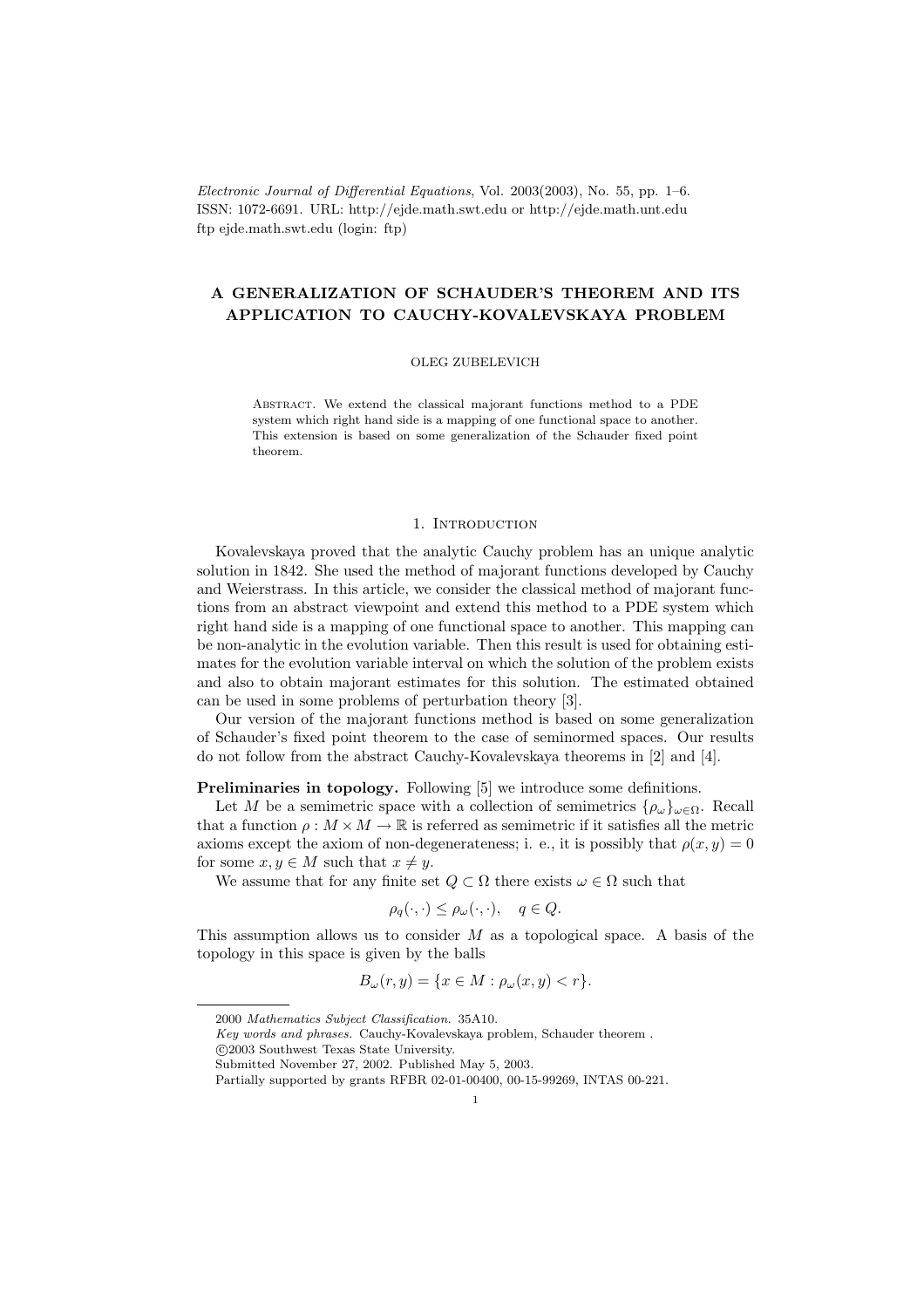*Electronic Journal of Differential Equations*, Vol. 2003(2003), No. 55, pp. 1–6.
ISSN: 1072-6691. URL: http://ejde.math.swt.edu or http://ejde.math.unt.edu
ftp ejde.math.swt.edu (login: ftp)

# A GENERALIZATION OF SCHAUDER'S THEOREM AND ITS APPLICATION TO CAUCHY-KOVALEVSKAYA PROBLEM

OLEG ZUBELEVICH

Abstract. We extend the classical majorant functions method to a PDE system which right hand side is a mapping of one functional space to another. This extension is based on some generalization of the Schauder fixed point theorem.

## 1. Introduction

Kovalevskaya proved that the analytic Cauchy problem has an unique analytic solution in 1842. She used the method of majorant functions developed by Cauchy and Weierstrass. In this article, we consider the classical method of majorant functions from an abstract viewpoint and extend this method to a PDE system which right hand side is a mapping of one functional space to another. This mapping can be non-analytic in the evolution variable. Then this result is used for obtaining estimates for the evolution variable interval on which the solution of the problem exists and also to obtain majorant estimates for this solution. The estimated obtained can be used in some problems of perturbation theory [3].

Our version of the majorant functions method is based on some generalization of Schauder's fixed point theorem to the case of seminormed spaces. Our results do not follow from the abstract Cauchy-Kovalevskaya theorems in [2] and [4].

**Preliminaries in topology.** Following [5] we introduce some definitions.

Let $M$ be a semimetric space with a collection of semimetrics $\{\rho_\omega\}_{\omega\in\Omega}$. Recall that a function $\rho : M \times M \to \mathbb{R}$ is referred as semimetric if it satisfies all the metric axioms except the axiom of non-degenerateness; i. e., it is possibly that $\rho(x, y) = 0$ for some $x, y \in M$ such that $x \neq y$.

We assume that for any finite set $Q \subset \Omega$ there exists $\omega \in \Omega$ such that

$$\rho_q(\cdot,\cdot) \leq \rho_\omega(\cdot,\cdot), \quad q \in Q.$$

This assumption allows us to consider $M$ as a topological space. A basis of the topology in this space is given by the balls

$$B_\omega(r, y) = \{x \in M : \rho_\omega(x, y) < r\}.$$

2000 *Mathematics Subject Classification.* 35A10.
*Key words and phrases.* Cauchy-Kovalevskaya problem, Schauder theorem .
©2003 Southwest Texas State University.
Submitted November 27, 2002. Published May 5, 2003.
Partially supported by grants RFBR 02-01-00400, 00-15-99269, INTAS 00-221.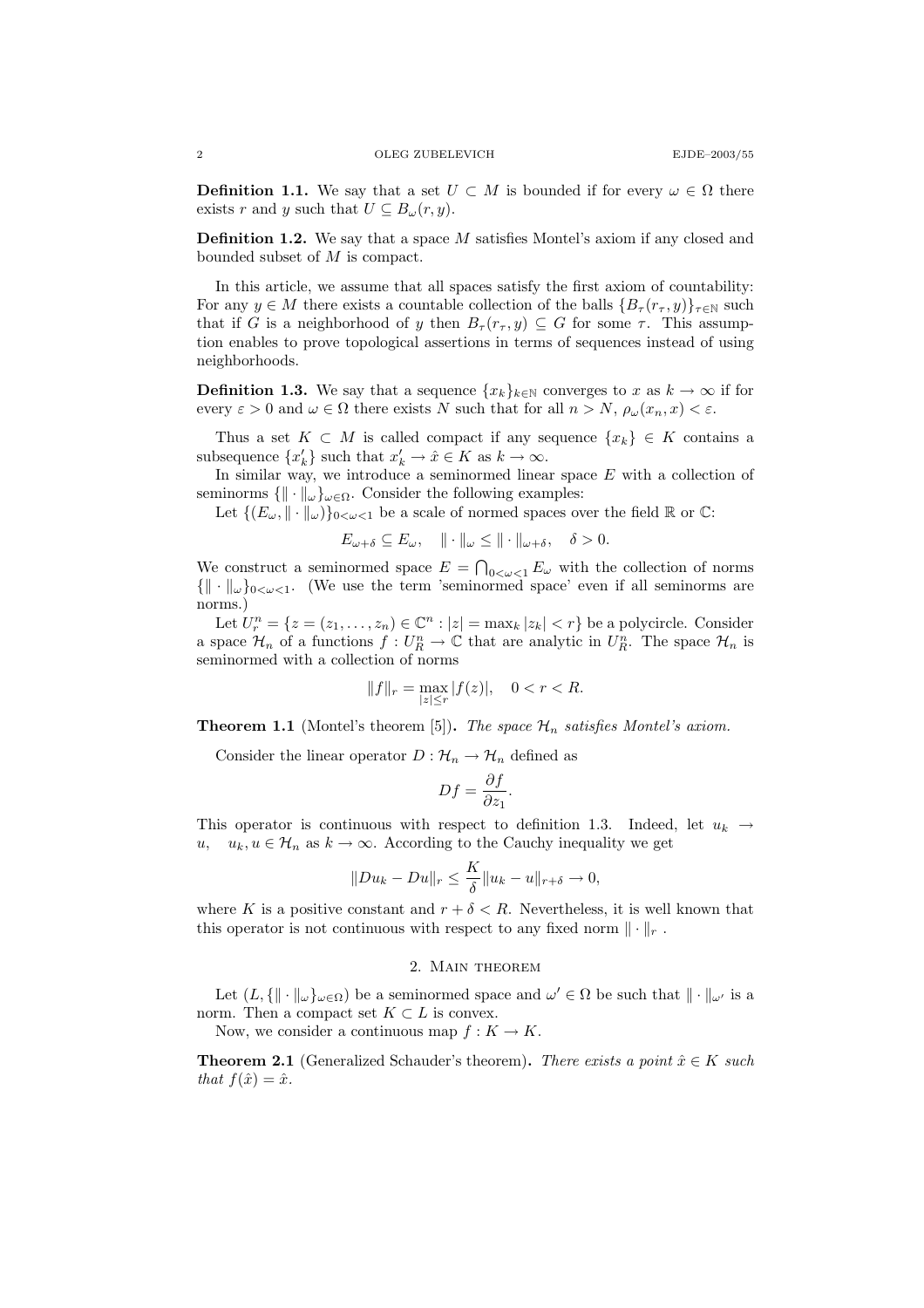**Definition 1.1.** We say that a set $U \subset M$ is bounded if for every $\omega \in \Omega$ there exists $r$ and $y$ such that $U \subseteq B_\omega(r, y)$.

**Definition 1.2.** We say that a space $M$ satisfies Montel's axiom if any closed and bounded subset of $M$ is compact.

In this article, we assume that all spaces satisfy the first axiom of countability: For any $y \in M$ there exists a countable collection of the balls $\{B_\tau(r_\tau, y)\}_{\tau\in\mathbb{N}}$ such that if $G$ is a neighborhood of $y$ then $B_\tau(r_\tau, y) \subseteq G$ for some $\tau$. This assumption enables to prove topological assertions in terms of sequences instead of using neighborhoods.

**Definition 1.3.** We say that a sequence $\{x_k\}_{k\in\mathbb{N}}$ converges to $x$ as $k \to \infty$ if for every $\varepsilon > 0$ and $\omega \in \Omega$ there exists $N$ such that for all $n > N$, $\rho_\omega(x_n, x) < \varepsilon$.

Thus a set $K \subset M$ is called compact if any sequence $\{x_k\} \in K$ contains a subsequence $\{x'_k\}$ such that $x'_k \to \hat{x} \in K$ as $k \to \infty$.

In similar way, we introduce a seminormed linear space $E$ with a collection of seminorms $\{\|\cdot\|_\omega\}_{\omega\in\Omega}$. Consider the following examples:

Let $\{(E_\omega, \|\cdot\|_\omega)\}_{0<\omega<1}$ be a scale of normed spaces over the field $\mathbb{R}$ or $\mathbb{C}$:

$$E_{\omega+\delta} \subseteq E_\omega, \quad \|\cdot\|_\omega \leq \|\cdot\|_{\omega+\delta}, \quad \delta > 0.$$

We construct a seminormed space $E = \bigcap_{0<\omega<1} E_\omega$ with the collection of norms $\{\|\cdot\|_\omega\}_{0<\omega<1}$. (We use the term 'seminormed space' even if all seminorms are norms.)

Let $U^n_r = \{z = (z_1, \dots, z_n) \in \mathbb{C}^n : |z| = \max_k |z_k| < r\}$ be a polycircle. Consider a space $\mathcal{H}_n$ of a functions $f : U^n_R \to \mathbb{C}$ that are analytic in $U^n_R$. The space $\mathcal{H}_n$ is seminormed with a collection of norms

$$\|f\|_r = \max_{|z|\leq r} |f(z)|, \quad 0 < r < R.$$

**Theorem 1.1** (Montel's theorem [5])**.** *The space $\mathcal{H}_n$ satisfies Montel's axiom.*

Consider the linear operator $D : \mathcal{H}_n \to \mathcal{H}_n$ defined as

$$Df = \frac{\partial f}{\partial z_1}.$$

This operator is continuous with respect to definition 1.3. Indeed, let $u_k \to u$, $\quad u_k, u \in \mathcal{H}_n$ as $k \to \infty$. According to the Cauchy inequality we get

$$\|Du_k - Du\|_r \leq \frac{K}{\delta}\|u_k - u\|_{r+\delta} \to 0,$$

where $K$ is a positive constant and $r + \delta < R$. Nevertheless, it is well known that this operator is not continuous with respect to any fixed norm $\|\cdot\|_r$ .

## 2. Main theorem

Let $(L, \{\|\cdot\|_\omega\}_{\omega\in\Omega})$ be a seminormed space and $\omega' \in \Omega$ be such that $\|\cdot\|_{\omega'}$ is a norm. Then a compact set $K \subset L$ is convex.

Now, we consider a continuous map $f : K \to K$.

**Theorem 2.1** (Generalized Schauder's theorem)**.** *There exists a point $\hat{x} \in K$ such that $f(\hat{x}) = \hat{x}$.*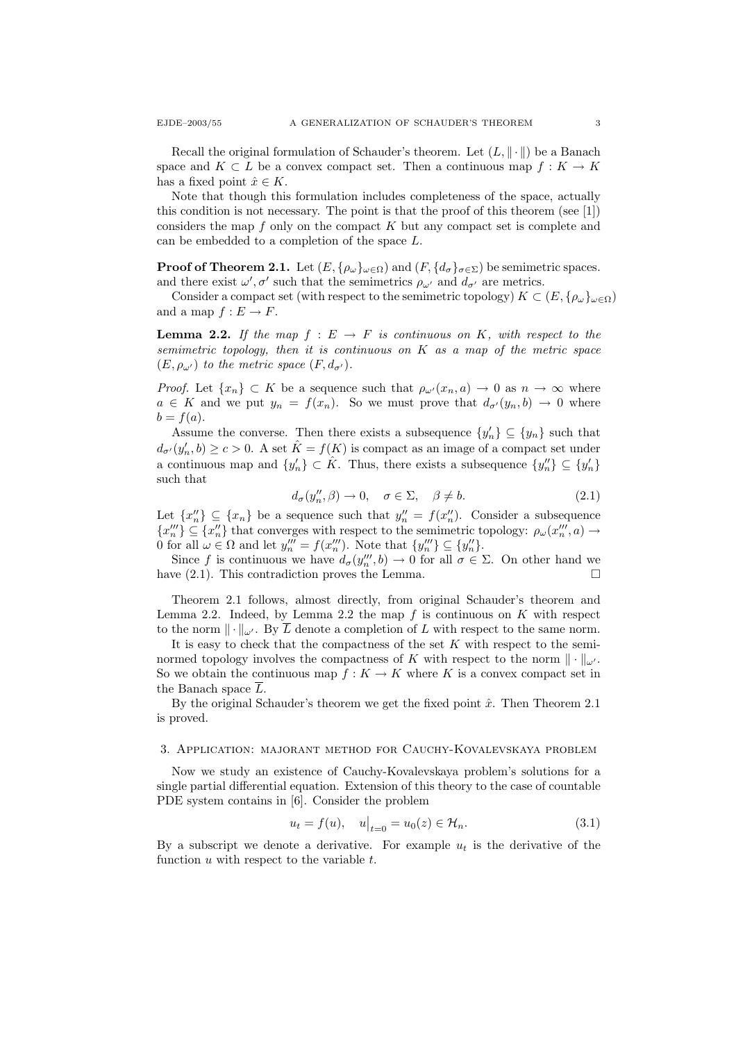Recall the original formulation of Schauder's theorem. Let $(L, \|\cdot\|)$ be a Banach space and $K \subset L$ be a convex compact set. Then a continuous map $f : K \to K$ has a fixed point $\hat{x} \in K$.

Note that though this formulation includes completeness of the space, actually this condition is not necessary. The point is that the proof of this theorem (see [1]) considers the map $f$ only on the compact $K$ but any compact set is complete and can be embedded to a completion of the space $L$.

**Proof of Theorem 2.1.** Let $(E, \{\rho_\omega\}_{\omega\in\Omega})$ and $(F, \{d_\sigma\}_{\sigma\in\Sigma})$ be semimetric spaces. and there exist $\omega', \sigma'$ such that the semimetrics $\rho_{\omega'}$ and $d_{\sigma'}$ are metrics.

Consider a compact set (with respect to the semimetric topology) $K \subset (E, \{\rho_\omega\}_{\omega\in\Omega})$ and a map $f : E \to F$.

**Lemma 2.2.** *If the map $f : E \to F$ is continuous on $K$, with respect to the semimetric topology, then it is continuous on $K$ as a map of the metric space $(E, \rho_{\omega'})$ to the metric space $(F, d_{\sigma'})$.*

*Proof.* Let $\{x_n\} \subset K$ be a sequence such that $\rho_{\omega'}(x_n, a) \to 0$ as $n \to \infty$ where $a \in K$ and we put $y_n = f(x_n)$. So we must prove that $d_{\sigma'}(y_n, b) \to 0$ where $b = f(a)$.

Assume the converse. Then there exists a subsequence $\{y'_n\} \subseteq \{y_n\}$ such that $d_{\sigma'}(y'_n, b) \geq c > 0$. A set $\hat{K} = f(K)$ is compact as an image of a compact set under a continuous map and $\{y'_n\} \subset \hat{K}$. Thus, there exists a subsequence $\{y''_n\} \subseteq \{y'_n\}$ such that

$$d_\sigma(y''_n, \beta) \to 0, \quad \sigma \in \Sigma, \quad \beta \neq b. \tag{2.1}$$

Let $\{x''_n\} \subseteq \{x_n\}$ be a sequence such that $y''_n = f(x''_n)$. Consider a subsequence $\{x'''_n\} \subseteq \{x''_n\}$ that converges with respect to the semimetric topology: $\rho_\omega(x'''_n, a) \to 0$ for all $\omega \in \Omega$ and let $y'''_n = f(x'''_n)$. Note that $\{y'''_n\} \subseteq \{y''_n\}$.

Since $f$ is continuous we have $d_\sigma(y'''_n, b) \to 0$ for all $\sigma \in \Sigma$. On other hand we have (2.1). This contradiction proves the Lemma. $\square$

Theorem 2.1 follows, almost directly, from original Schauder's theorem and Lemma 2.2. Indeed, by Lemma 2.2 the map $f$ is continuous on $K$ with respect to the norm $\|\cdot\|_{\omega'}$. By $\overline{L}$ denote a completion of $L$ with respect to the same norm.

It is easy to check that the compactness of the set $K$ with respect to the seminormed topology involves the compactness of $K$ with respect to the norm $\|\cdot\|_{\omega'}$. So we obtain the continuous map $f : K \to K$ where $K$ is a convex compact set in the Banach space $\overline{L}$.

By the original Schauder's theorem we get the fixed point $\hat{x}$. Then Theorem 2.1 is proved.

## 3. Application: majorant method for Cauchy-Kovalevskaya problem

Now we study an existence of Cauchy-Kovalevskaya problem's solutions for a single partial differential equation. Extension of this theory to the case of countable PDE system contains in [6]. Consider the problem

$$u_t = f(u), \quad u\big|_{t=0} = u_0(z) \in \mathcal{H}_n. \tag{3.1}$$

By a subscript we denote a derivative. For example $u_t$ is the derivative of the function $u$ with respect to the variable $t$.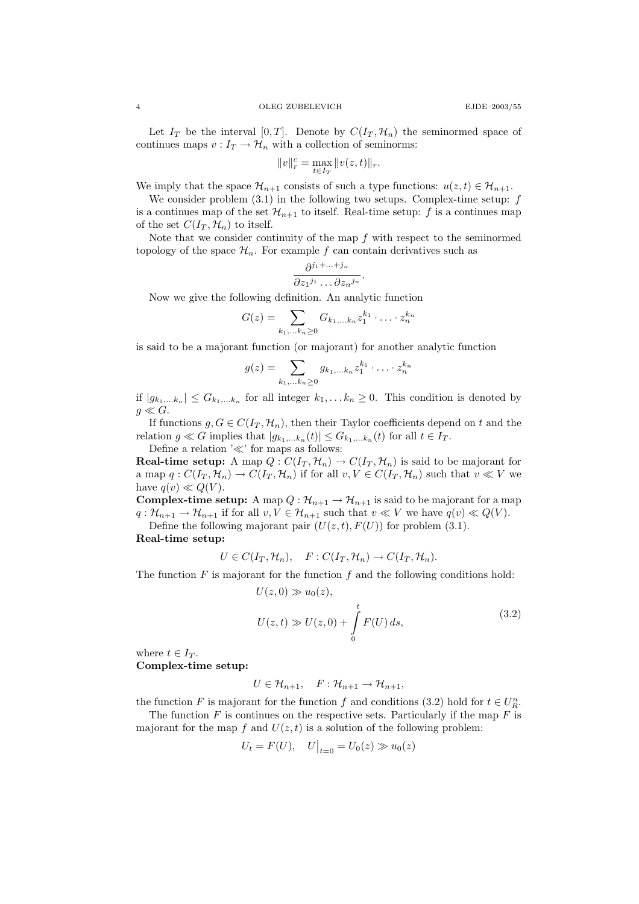Let $I_T$ be the interval $[0,T]$. Denote by $C(I_T,\mathcal{H}_n)$ the seminormed space of continues maps $v : I_T \to \mathcal{H}_n$ with a collection of seminorms:

$$\|v\|_r^c = \max_{t\in I_T} \|v(z,t)\|_r.$$

We imply that the space $\mathcal{H}_{n+1}$ consists of such a type functions: $u(z,t) \in \mathcal{H}_{n+1}$.

We consider problem (3.1) in the following two setups. Complex-time setup: $f$ is a continues map of the set $\mathcal{H}_{n+1}$ to itself. Real-time setup: $f$ is a continues map of the set $C(I_T,\mathcal{H}_n)$ to itself.

Note that we consider continuity of the map $f$ with respect to the seminormed topology of the space $\mathcal{H}_n$. For example $f$ can contain derivatives such as

$$\frac{\partial^{j_1+\dots+j_n}}{\partial {z_1}^{j_1}\dots\partial {z_n}^{j_n}}.$$

Now we give the following definition. An analytic function

$$G(z) = \sum_{k_1,\dots k_n\geq 0} G_{k_1,\dots k_n} z_1^{k_1}\cdot\ldots\cdot z_n^{k_n}$$

is said to be a majorant function (or majorant) for another analytic function

$$g(z) = \sum_{k_1,\dots k_n\geq 0} g_{k_1,\dots k_n} z_1^{k_1}\cdot\ldots\cdot z_n^{k_n}$$

if $|g_{k_1,\dots k_n}| \leq G_{k_1,\dots k_n}$ for all integer $k_1,\dots k_n \geq 0$. This condition is denoted by $g \ll G$.

If functions $g, G \in C(I_T,\mathcal{H}_n)$, then their Taylor coefficients depend on $t$ and the relation $g \ll G$ implies that $|g_{k_1,\dots k_n}(t)| \leq G_{k_1,\dots k_n}(t)$ for all $t\in I_T$.

Define a relation '$\ll$' for maps as follows:

**Real-time setup:** A map $Q : C(I_T,\mathcal{H}_n) \to C(I_T,\mathcal{H}_n)$ is said to be majorant for a map $q : C(I_T,\mathcal{H}_n) \to C(I_T,\mathcal{H}_n)$ if for all $v, V \in C(I_T,\mathcal{H}_n)$ such that $v \ll V$ we have $q(v) \ll Q(V)$.

**Complex-time setup:** A map $Q : \mathcal{H}_{n+1} \to \mathcal{H}_{n+1}$ is said to be majorant for a map $q : \mathcal{H}_{n+1} \to \mathcal{H}_{n+1}$ if for all $v, V \in \mathcal{H}_{n+1}$ such that $v \ll V$ we have $q(v) \ll Q(V)$.

Define the following majorant pair $(U(z,t), F(U))$ for problem (3.1).

**Real-time setup:**

$$U \in C(I_T,\mathcal{H}_n), \quad F : C(I_T,\mathcal{H}_n) \to C(I_T,\mathcal{H}_n).$$

The function $F$ is majorant for the function $f$ and the following conditions hold:

$$\begin{aligned} &U(z,0) \gg u_0(z),\\ &U(z,t) \gg U(z,0) + \int_0^t F(U)\,ds, \end{aligned} \tag{3.2}$$

where $t \in I_T$.

**Complex-time setup:**

$$U \in \mathcal{H}_{n+1}, \quad F : \mathcal{H}_{n+1} \to \mathcal{H}_{n+1},$$

the function $F$ is majorant for the function $f$ and conditions (3.2) hold for $t \in U_R^n$.

The function $F$ is continues on the respective sets. Particularly if the map $F$ is majorant for the map $f$ and $U(z,t)$ is a solution of the following problem:

$$U_t = F(U), \quad U\big|_{t=0} = U_0(z) \gg u_0(z)$$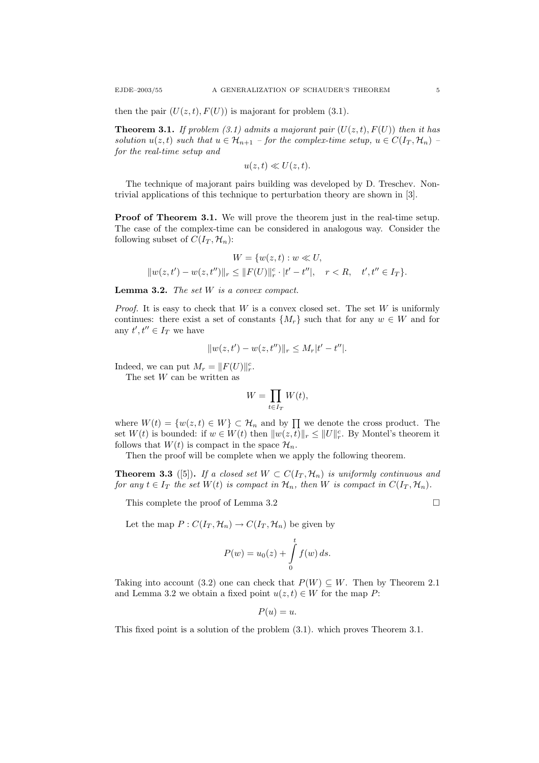then the pair $(U(z,t), F(U))$ is majorant for problem (3.1).

**Theorem 3.1.** *If problem (3.1) admits a majorant pair $(U(z,t), F(U))$ then it has solution $u(z,t)$ such that $u \in \mathcal{H}_{n+1}$ – for the complex-time setup, $u \in C(I_T, \mathcal{H}_n)$ – for the real-time setup and*

$$u(z,t) \ll U(z,t).$$

The technique of majorant pairs building was developed by D. Treschev. Nontrivial applications of this technique to perturbation theory are shown in [3].

**Proof of Theorem 3.1.** We will prove the theorem just in the real-time setup. The case of the complex-time can be considered in analogous way. Consider the following subset of $C(I_T, \mathcal{H}_n)$:

$$W = \{w(z,t) : w \ll U,$$
$$\|w(z,t') - w(z,t'')\|_r \le \|F(U)\|_r^c \cdot |t' - t''|, \quad r < R, \quad t', t'' \in I_T\}.$$

**Lemma 3.2.** *The set $W$ is a convex compact.*

*Proof.* It is easy to check that $W$ is a convex closed set. The set $W$ is uniformly continues: there exist a set of constants $\{M_r\}$ such that for any $w \in W$ and for any $t', t'' \in I_T$ we have

$$\|w(z,t') - w(z,t'')\|_r \le M_r |t' - t''|.$$

Indeed, we can put $M_r = \|F(U)\|_r^c$.

The set $W$ can be written as

$$W = \prod_{t \in I_T} W(t),$$

where $W(t) = \{w(z,t) \in W\} \subset \mathcal{H}_n$ and by $\prod$ we denote the cross product. The set $W(t)$ is bounded: if $w \in W(t)$ then $\|w(z,t)\|_r \le \|U\|_r^c$. By Montel's theorem it follows that $W(t)$ is compact in the space $\mathcal{H}_n$.

Then the proof will be complete when we apply the following theorem.

**Theorem 3.3** ([5])**.** *If a closed set $W \subset C(I_T, \mathcal{H}_n)$ is uniformly continuous and for any $t \in I_T$ the set $W(t)$ is compact in $\mathcal{H}_n$, then $W$ is compact in $C(I_T, \mathcal{H}_n)$.*

This complete the proof of Lemma 3.2 □

Let the map $P : C(I_T, \mathcal{H}_n) \to C(I_T, \mathcal{H}_n)$ be given by

$$P(w) = u_0(z) + \int_0^t f(w)\, ds.$$

Taking into account (3.2) one can check that $P(W) \subseteq W$. Then by Theorem 2.1 and Lemma 3.2 we obtain a fixed point $u(z,t) \in W$ for the map $P$:

$$P(u) = u.$$

This fixed point is a solution of the problem (3.1). which proves Theorem 3.1.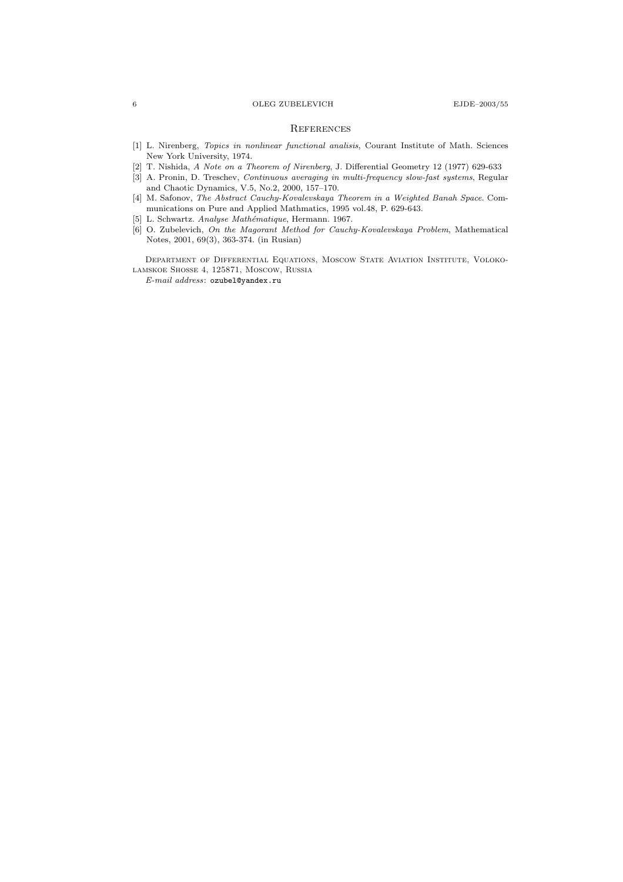## References

[1] L. Nirenberg, *Topics in nonlinear functional analisis*, Courant Institute of Math. Sciences New York University, 1974.

[2] T. Nishida, *A Note on a Theorem of Nirenberg*, J. Differential Geometry 12 (1977) 629-633

[3] A. Pronin, D. Treschev, *Continuous averaging in multi-frequency slow-fast systems*, Regular and Chaotic Dynamics, V.5, No.2, 2000, 157–170.

[4] M. Safonov, *The Abstract Cauchy-Kovalevskaya Theorem in a Weighted Banah Space*. Communications on Pure and Applied Mathmatics, 1995 vol.48, P. 629-643.

[5] L. Schwartz. *Analyse Mathématique*, Hermann. 1967.

[6] O. Zubelevich, *On the Magorant Method for Cauchy-Kovalevskaya Problem*, Mathematical Notes, 2001, 69(3), 363-374. (in Rusian)

Department of Differential Equations, Moscow State Aviation Institute, Volokolamskoe Shosse 4, 125871, Moscow, Russia

*E-mail address*: ozubel@yandex.ru